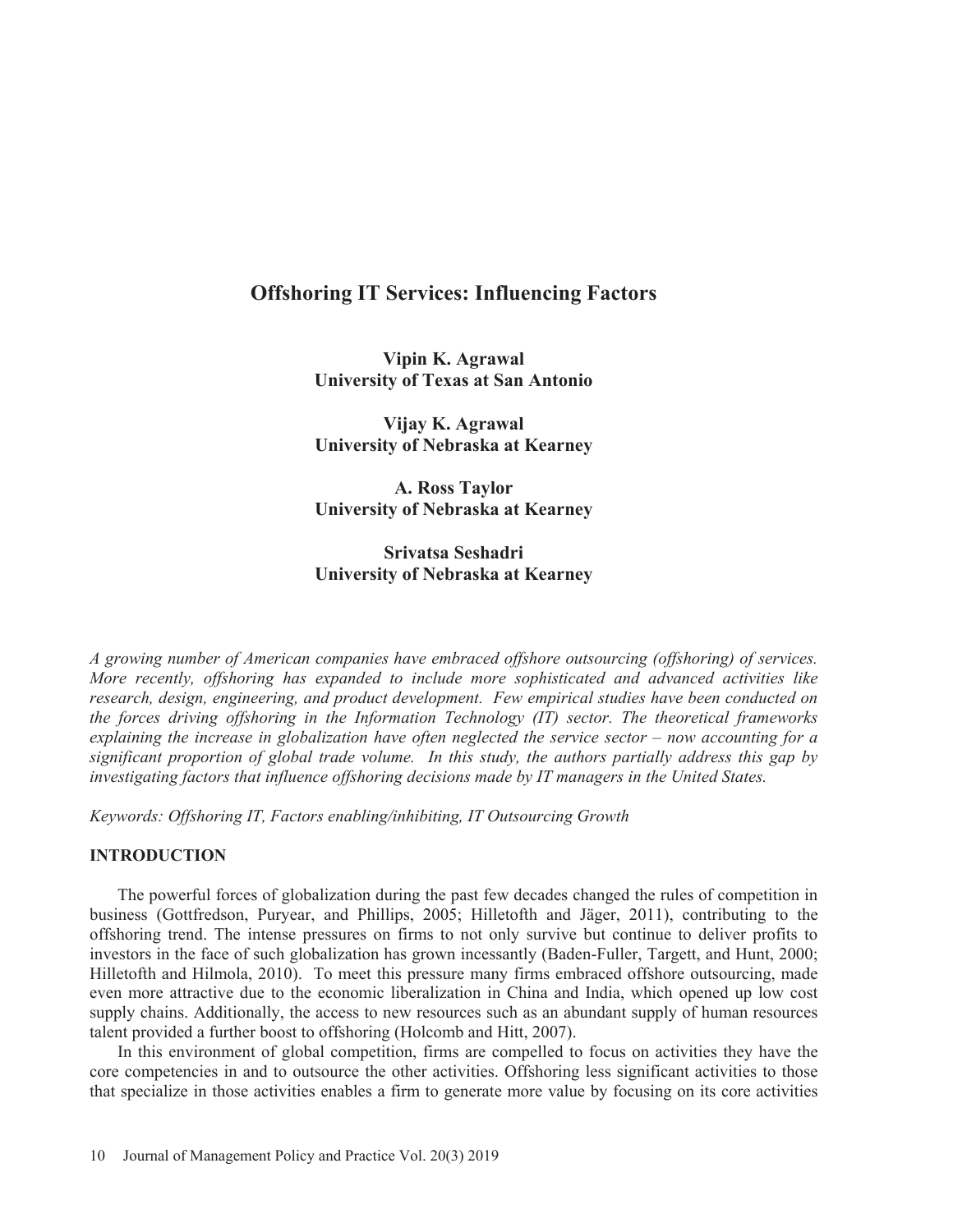# Offshoring IT Services: Influencing Factors

**Vipin K. Agrawal**
**University of Texas at San Antonio**

**Vijay K. Agrawal**
**University of Nebraska at Kearney**

**A. Ross Taylor**
**University of Nebraska at Kearney**

**Srivatsa Seshadri**
**University of Nebraska at Kearney**

*A growing number of American companies have embraced offshore outsourcing (offshoring) of services. More recently, offshoring has expanded to include more sophisticated and advanced activities like research, design, engineering, and product development. Few empirical studies have been conducted on the forces driving offshoring in the Information Technology (IT) sector. The theoretical frameworks explaining the increase in globalization have often neglected the service sector – now accounting for a significant proportion of global trade volume. In this study, the authors partially address this gap by investigating factors that influence offshoring decisions made by IT managers in the United States.*

*Keywords: Offshoring IT, Factors enabling/inhibiting, IT Outsourcing Growth*

## INTRODUCTION

The powerful forces of globalization during the past few decades changed the rules of competition in business (Gottfredson, Puryear, and Phillips, 2005; Hilletofth and Jäger, 2011), contributing to the offshoring trend. The intense pressures on firms to not only survive but continue to deliver profits to investors in the face of such globalization has grown incessantly (Baden-Fuller, Targett, and Hunt, 2000; Hilletofth and Hilmola, 2010). To meet this pressure many firms embraced offshore outsourcing, made even more attractive due to the economic liberalization in China and India, which opened up low cost supply chains. Additionally, the access to new resources such as an abundant supply of human resources talent provided a further boost to offshoring (Holcomb and Hitt, 2007).

In this environment of global competition, firms are compelled to focus on activities they have the core competencies in and to outsource the other activities. Offshoring less significant activities to those that specialize in those activities enables a firm to generate more value by focusing on its core activities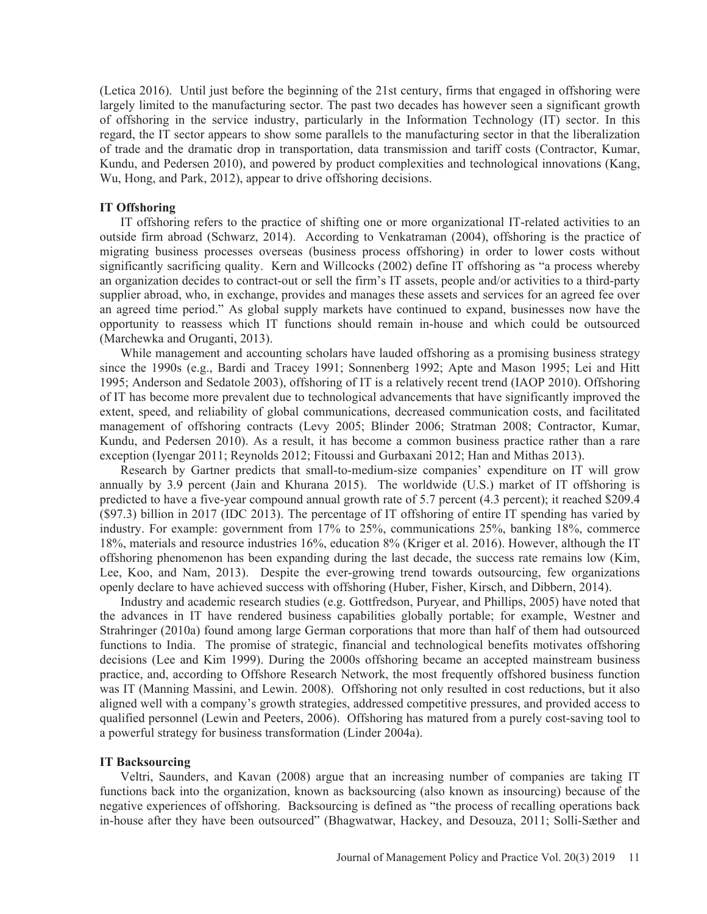(Letica 2016). Until just before the beginning of the 21st century, firms that engaged in offshoring were largely limited to the manufacturing sector. The past two decades has however seen a significant growth of offshoring in the service industry, particularly in the Information Technology (IT) sector. In this regard, the IT sector appears to show some parallels to the manufacturing sector in that the liberalization of trade and the dramatic drop in transportation, data transmission and tariff costs (Contractor, Kumar, Kundu, and Pedersen 2010), and powered by product complexities and technological innovations (Kang, Wu, Hong, and Park, 2012), appear to drive offshoring decisions.

**IT Offshoring**

IT offshoring refers to the practice of shifting one or more organizational IT-related activities to an outside firm abroad (Schwarz, 2014). According to Venkatraman (2004), offshoring is the practice of migrating business processes overseas (business process offshoring) in order to lower costs without significantly sacrificing quality. Kern and Willcocks (2002) define IT offshoring as "a process whereby an organization decides to contract-out or sell the firm's IT assets, people and/or activities to a third-party supplier abroad, who, in exchange, provides and manages these assets and services for an agreed fee over an agreed time period." As global supply markets have continued to expand, businesses now have the opportunity to reassess which IT functions should remain in-house and which could be outsourced (Marchewka and Oruganti, 2013).

While management and accounting scholars have lauded offshoring as a promising business strategy since the 1990s (e.g., Bardi and Tracey 1991; Sonnenberg 1992; Apte and Mason 1995; Lei and Hitt 1995; Anderson and Sedatole 2003), offshoring of IT is a relatively recent trend (IAOP 2010). Offshoring of IT has become more prevalent due to technological advancements that have significantly improved the extent, speed, and reliability of global communications, decreased communication costs, and facilitated management of offshoring contracts (Levy 2005; Blinder 2006; Stratman 2008; Contractor, Kumar, Kundu, and Pedersen 2010). As a result, it has become a common business practice rather than a rare exception (Iyengar 2011; Reynolds 2012; Fitoussi and Gurbaxani 2012; Han and Mithas 2013).

Research by Gartner predicts that small-to-medium-size companies' expenditure on IT will grow annually by 3.9 percent (Jain and Khurana 2015). The worldwide (U.S.) market of IT offshoring is predicted to have a five-year compound annual growth rate of 5.7 percent (4.3 percent); it reached $209.4 ($97.3) billion in 2017 (IDC 2013). The percentage of IT offshoring of entire IT spending has varied by industry. For example: government from 17% to 25%, communications 25%, banking 18%, commerce 18%, materials and resource industries 16%, education 8% (Kriger et al. 2016). However, although the IT offshoring phenomenon has been expanding during the last decade, the success rate remains low (Kim, Lee, Koo, and Nam, 2013). Despite the ever-growing trend towards outsourcing, few organizations openly declare to have achieved success with offshoring (Huber, Fisher, Kirsch, and Dibbern, 2014).

Industry and academic research studies (e.g. Gottfredson, Puryear, and Phillips, 2005) have noted that the advances in IT have rendered business capabilities globally portable; for example, Westner and Strahringer (2010a) found among large German corporations that more than half of them had outsourced functions to India. The promise of strategic, financial and technological benefits motivates offshoring decisions (Lee and Kim 1999). During the 2000s offshoring became an accepted mainstream business practice, and, according to Offshore Research Network, the most frequently offshored business function was IT (Manning Massini, and Lewin. 2008). Offshoring not only resulted in cost reductions, but it also aligned well with a company's growth strategies, addressed competitive pressures, and provided access to qualified personnel (Lewin and Peeters, 2006). Offshoring has matured from a purely cost-saving tool to a powerful strategy for business transformation (Linder 2004a).

**IT Backsourcing**

Veltri, Saunders, and Kavan (2008) argue that an increasing number of companies are taking IT functions back into the organization, known as backsourcing (also known as insourcing) because of the negative experiences of offshoring. Backsourcing is defined as "the process of recalling operations back in-house after they have been outsourced" (Bhagwatwar, Hackey, and Desouza, 2011; Solli-Sæther and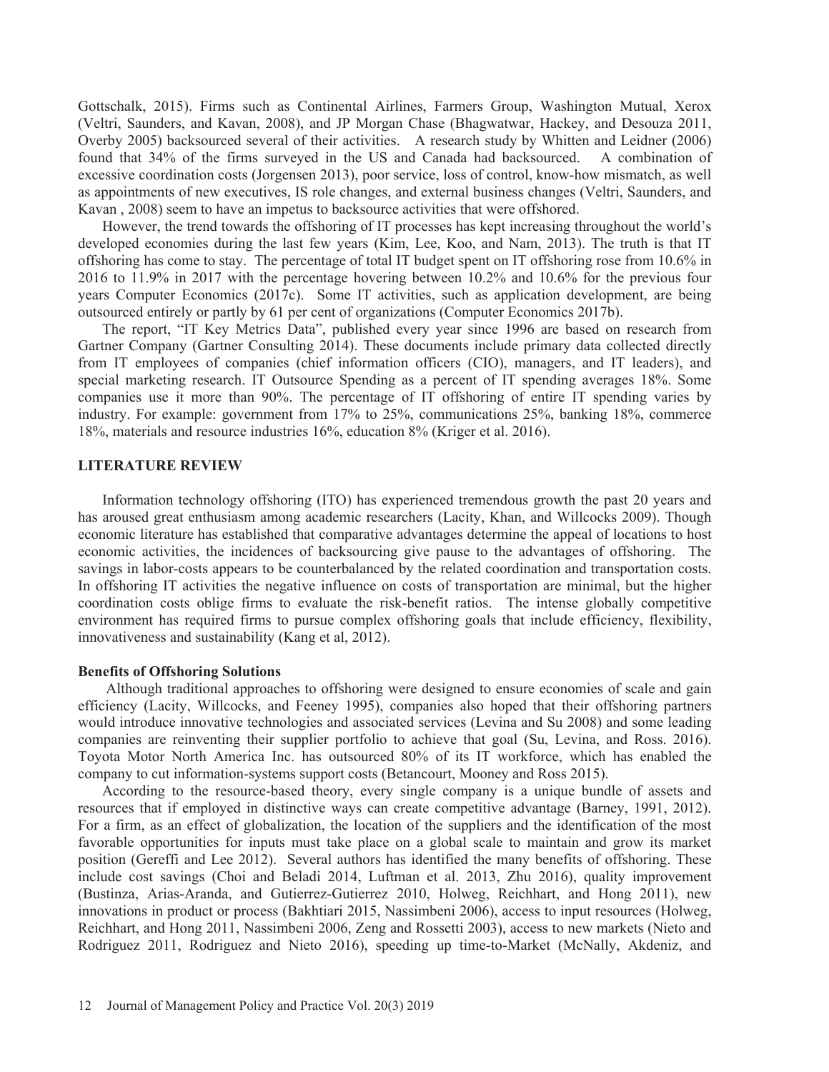Gottschalk, 2015). Firms such as Continental Airlines, Farmers Group, Washington Mutual, Xerox (Veltri, Saunders, and Kavan, 2008), and JP Morgan Chase (Bhagwatwar, Hackey, and Desouza 2011, Overby 2005) backsourced several of their activities. A research study by Whitten and Leidner (2006) found that 34% of the firms surveyed in the US and Canada had backsourced. A combination of excessive coordination costs (Jorgensen 2013), poor service, loss of control, know-how mismatch, as well as appointments of new executives, IS role changes, and external business changes (Veltri, Saunders, and Kavan , 2008) seem to have an impetus to backsource activities that were offshored.

However, the trend towards the offshoring of IT processes has kept increasing throughout the world's developed economies during the last few years (Kim, Lee, Koo, and Nam, 2013). The truth is that IT offshoring has come to stay. The percentage of total IT budget spent on IT offshoring rose from 10.6% in 2016 to 11.9% in 2017 with the percentage hovering between 10.2% and 10.6% for the previous four years Computer Economics (2017c). Some IT activities, such as application development, are being outsourced entirely or partly by 61 per cent of organizations (Computer Economics 2017b).

The report, "IT Key Metrics Data", published every year since 1996 are based on research from Gartner Company (Gartner Consulting 2014). These documents include primary data collected directly from IT employees of companies (chief information officers (CIO), managers, and IT leaders), and special marketing research. IT Outsource Spending as a percent of IT spending averages 18%. Some companies use it more than 90%. The percentage of IT offshoring of entire IT spending varies by industry. For example: government from 17% to 25%, communications 25%, banking 18%, commerce 18%, materials and resource industries 16%, education 8% (Kriger et al. 2016).

## LITERATURE REVIEW

Information technology offshoring (ITO) has experienced tremendous growth the past 20 years and has aroused great enthusiasm among academic researchers (Lacity, Khan, and Willcocks 2009). Though economic literature has established that comparative advantages determine the appeal of locations to host economic activities, the incidences of backsourcing give pause to the advantages of offshoring. The savings in labor-costs appears to be counterbalanced by the related coordination and transportation costs. In offshoring IT activities the negative influence on costs of transportation are minimal, but the higher coordination costs oblige firms to evaluate the risk-benefit ratios. The intense globally competitive environment has required firms to pursue complex offshoring goals that include efficiency, flexibility, innovativeness and sustainability (Kang et al, 2012).

### Benefits of Offshoring Solutions

Although traditional approaches to offshoring were designed to ensure economies of scale and gain efficiency (Lacity, Willcocks, and Feeney 1995), companies also hoped that their offshoring partners would introduce innovative technologies and associated services (Levina and Su 2008) and some leading companies are reinventing their supplier portfolio to achieve that goal (Su, Levina, and Ross. 2016). Toyota Motor North America Inc. has outsourced 80% of its IT workforce, which has enabled the company to cut information-systems support costs (Betancourt, Mooney and Ross 2015).

According to the resource-based theory, every single company is a unique bundle of assets and resources that if employed in distinctive ways can create competitive advantage (Barney, 1991, 2012). For a firm, as an effect of globalization, the location of the suppliers and the identification of the most favorable opportunities for inputs must take place on a global scale to maintain and grow its market position (Gereffi and Lee 2012). Several authors has identified the many benefits of offshoring. These include cost savings (Choi and Beladi 2014, Luftman et al. 2013, Zhu 2016), quality improvement (Bustinza, Arias-Aranda, and Gutierrez-Gutierrez 2010, Holweg, Reichhart, and Hong 2011), new innovations in product or process (Bakhtiari 2015, Nassimbeni 2006), access to input resources (Holweg, Reichhart, and Hong 2011, Nassimbeni 2006, Zeng and Rossetti 2003), access to new markets (Nieto and Rodriguez 2011, Rodriguez and Nieto 2016), speeding up time-to-Market (McNally, Akdeniz, and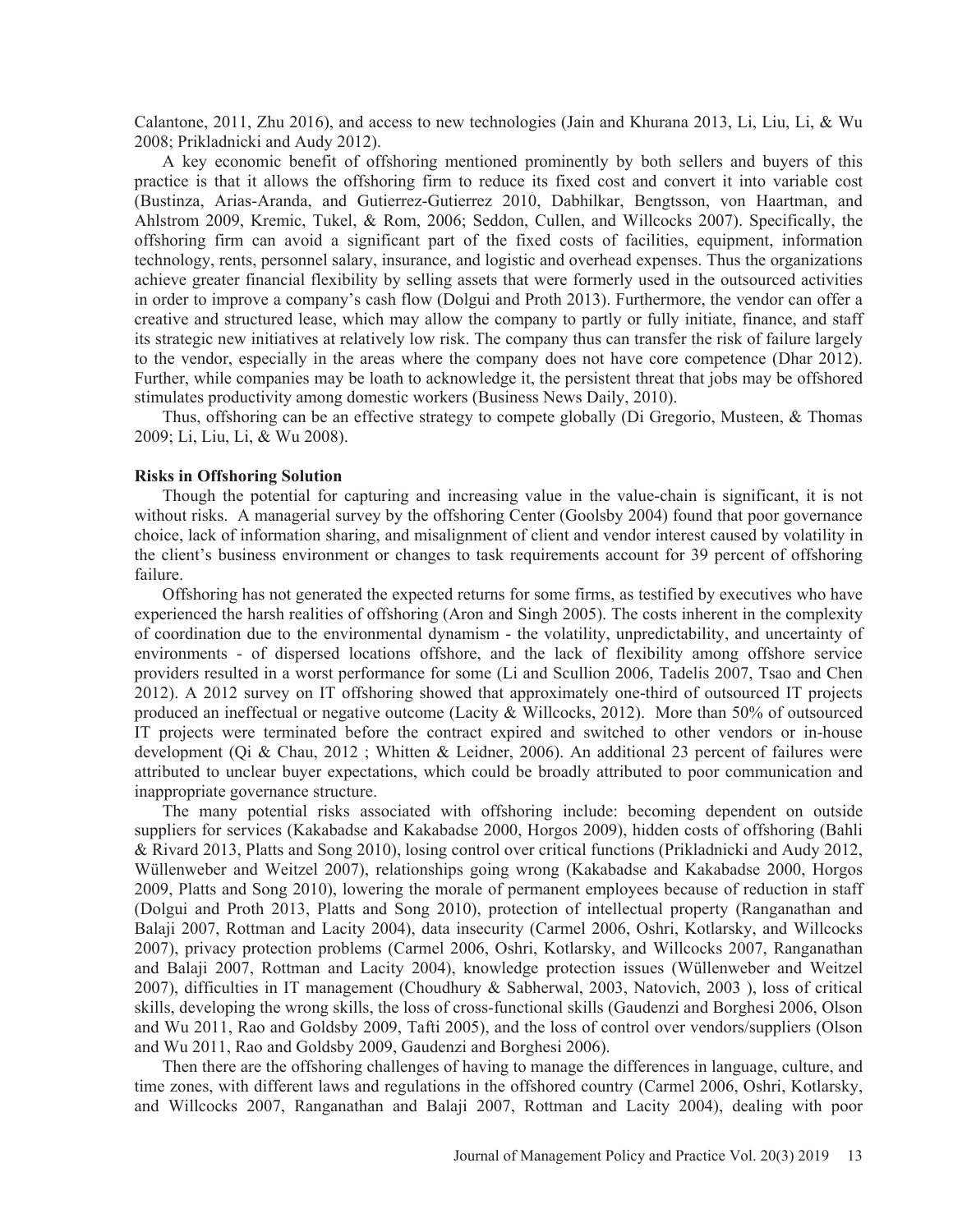Calantone, 2011, Zhu 2016), and access to new technologies (Jain and Khurana 2013, Li, Liu, Li, & Wu 2008; Prikladnicki and Audy 2012).

A key economic benefit of offshoring mentioned prominently by both sellers and buyers of this practice is that it allows the offshoring firm to reduce its fixed cost and convert it into variable cost (Bustinza, Arias-Aranda, and Gutierrez-Gutierrez 2010, Dabhilkar, Bengtsson, von Haartman, and Ahlstrom 2009, Kremic, Tukel, & Rom, 2006; Seddon, Cullen, and Willcocks 2007). Specifically, the offshoring firm can avoid a significant part of the fixed costs of facilities, equipment, information technology, rents, personnel salary, insurance, and logistic and overhead expenses. Thus the organizations achieve greater financial flexibility by selling assets that were formerly used in the outsourced activities in order to improve a company's cash flow (Dolgui and Proth 2013). Furthermore, the vendor can offer a creative and structured lease, which may allow the company to partly or fully initiate, finance, and staff its strategic new initiatives at relatively low risk. The company thus can transfer the risk of failure largely to the vendor, especially in the areas where the company does not have core competence (Dhar 2012). Further, while companies may be loath to acknowledge it, the persistent threat that jobs may be offshored stimulates productivity among domestic workers (Business News Daily, 2010).

Thus, offshoring can be an effective strategy to compete globally (Di Gregorio, Musteen, & Thomas 2009; Li, Liu, Li, & Wu 2008).

**Risks in Offshoring Solution**

Though the potential for capturing and increasing value in the value-chain is significant, it is not without risks. A managerial survey by the offshoring Center (Goolsby 2004) found that poor governance choice, lack of information sharing, and misalignment of client and vendor interest caused by volatility in the client's business environment or changes to task requirements account for 39 percent of offshoring failure.

Offshoring has not generated the expected returns for some firms, as testified by executives who have experienced the harsh realities of offshoring (Aron and Singh 2005). The costs inherent in the complexity of coordination due to the environmental dynamism - the volatility, unpredictability, and uncertainty of environments - of dispersed locations offshore, and the lack of flexibility among offshore service providers resulted in a worst performance for some (Li and Scullion 2006, Tadelis 2007, Tsao and Chen 2012). A 2012 survey on IT offshoring showed that approximately one-third of outsourced IT projects produced an ineffectual or negative outcome (Lacity & Willcocks, 2012). More than 50% of outsourced IT projects were terminated before the contract expired and switched to other vendors or in-house development (Qi & Chau, 2012 ; Whitten & Leidner, 2006). An additional 23 percent of failures were attributed to unclear buyer expectations, which could be broadly attributed to poor communication and inappropriate governance structure.

The many potential risks associated with offshoring include: becoming dependent on outside suppliers for services (Kakabadse and Kakabadse 2000, Horgos 2009), hidden costs of offshoring (Bahli & Rivard 2013, Platts and Song 2010), losing control over critical functions (Prikladnicki and Audy 2012, Wüllenweber and Weitzel 2007), relationships going wrong (Kakabadse and Kakabadse 2000, Horgos 2009, Platts and Song 2010), lowering the morale of permanent employees because of reduction in staff (Dolgui and Proth 2013, Platts and Song 2010), protection of intellectual property (Ranganathan and Balaji 2007, Rottman and Lacity 2004), data insecurity (Carmel 2006, Oshri, Kotlarsky, and Willcocks 2007), privacy protection problems (Carmel 2006, Oshri, Kotlarsky, and Willcocks 2007, Ranganathan and Balaji 2007, Rottman and Lacity 2004), knowledge protection issues (Wüllenweber and Weitzel 2007), difficulties in IT management (Choudhury & Sabherwal, 2003, Natovich, 2003 ), loss of critical skills, developing the wrong skills, the loss of cross-functional skills (Gaudenzi and Borghesi 2006, Olson and Wu 2011, Rao and Goldsby 2009, Tafti 2005), and the loss of control over vendors/suppliers (Olson and Wu 2011, Rao and Goldsby 2009, Gaudenzi and Borghesi 2006).

Then there are the offshoring challenges of having to manage the differences in language, culture, and time zones, with different laws and regulations in the offshored country (Carmel 2006, Oshri, Kotlarsky, and Willcocks 2007, Ranganathan and Balaji 2007, Rottman and Lacity 2004), dealing with poor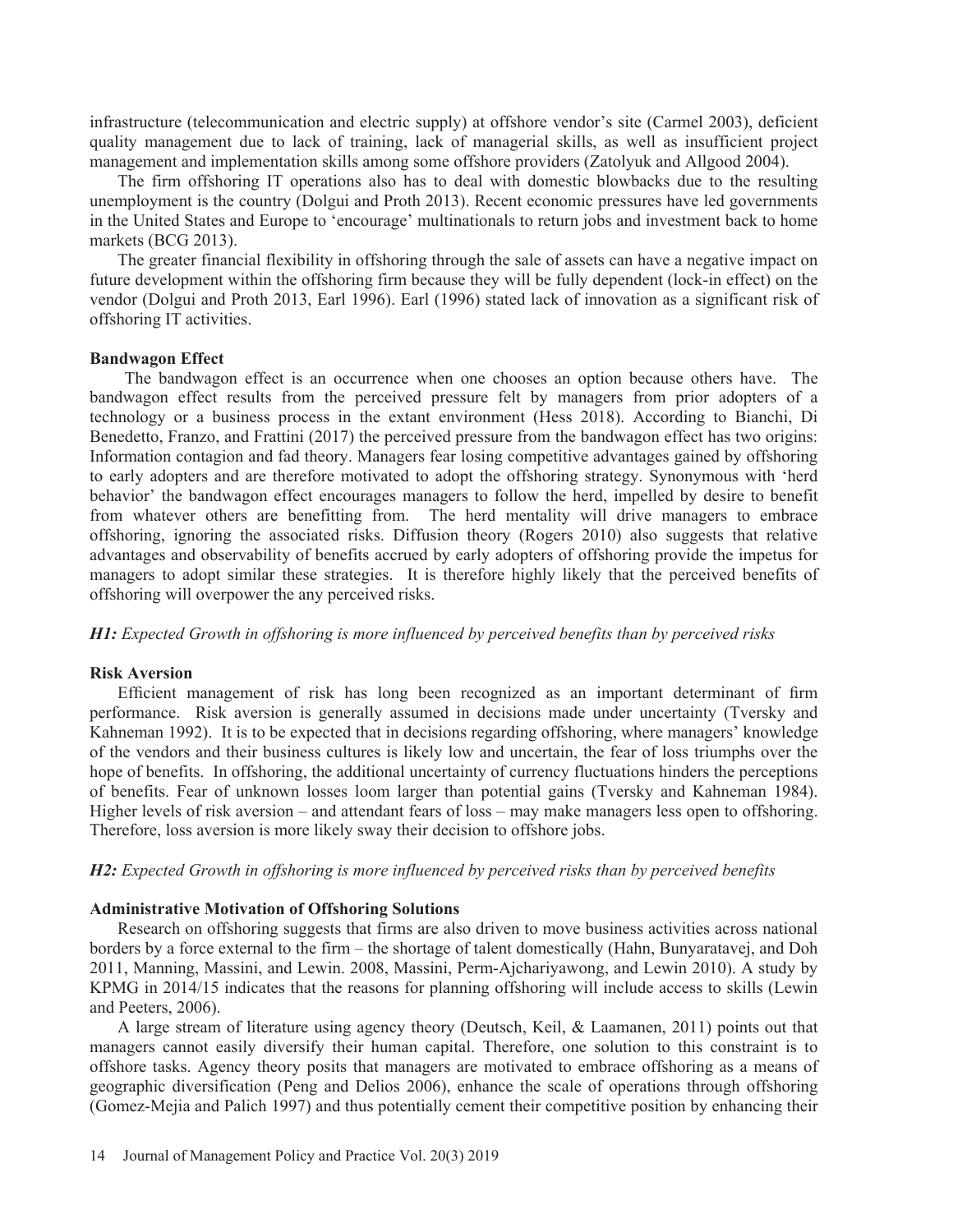infrastructure (telecommunication and electric supply) at offshore vendor's site (Carmel 2003), deficient quality management due to lack of training, lack of managerial skills, as well as insufficient project management and implementation skills among some offshore providers (Zatolyuk and Allgood 2004).

The firm offshoring IT operations also has to deal with domestic blowbacks due to the resulting unemployment is the country (Dolgui and Proth 2013). Recent economic pressures have led governments in the United States and Europe to 'encourage' multinationals to return jobs and investment back to home markets (BCG 2013).

The greater financial flexibility in offshoring through the sale of assets can have a negative impact on future development within the offshoring firm because they will be fully dependent (lock-in effect) on the vendor (Dolgui and Proth 2013, Earl 1996). Earl (1996) stated lack of innovation as a significant risk of offshoring IT activities.

**Bandwagon Effect**

The bandwagon effect is an occurrence when one chooses an option because others have. The bandwagon effect results from the perceived pressure felt by managers from prior adopters of a technology or a business process in the extant environment (Hess 2018). According to Bianchi, Di Benedetto, Franzo, and Frattini (2017) the perceived pressure from the bandwagon effect has two origins: Information contagion and fad theory. Managers fear losing competitive advantages gained by offshoring to early adopters and are therefore motivated to adopt the offshoring strategy. Synonymous with 'herd behavior' the bandwagon effect encourages managers to follow the herd, impelled by desire to benefit from whatever others are benefitting from. The herd mentality will drive managers to embrace offshoring, ignoring the associated risks. Diffusion theory (Rogers 2010) also suggests that relative advantages and observability of benefits accrued by early adopters of offshoring provide the impetus for managers to adopt similar these strategies. It is therefore highly likely that the perceived benefits of offshoring will overpower the any perceived risks.

***H1:** Expected Growth in offshoring is more influenced by perceived benefits than by perceived risks*

**Risk Aversion**

Efficient management of risk has long been recognized as an important determinant of firm performance. Risk aversion is generally assumed in decisions made under uncertainty (Tversky and Kahneman 1992). It is to be expected that in decisions regarding offshoring, where managers' knowledge of the vendors and their business cultures is likely low and uncertain, the fear of loss triumphs over the hope of benefits. In offshoring, the additional uncertainty of currency fluctuations hinders the perceptions of benefits. Fear of unknown losses loom larger than potential gains (Tversky and Kahneman 1984). Higher levels of risk aversion – and attendant fears of loss – may make managers less open to offshoring. Therefore, loss aversion is more likely sway their decision to offshore jobs.

***H2:** Expected Growth in offshoring is more influenced by perceived risks than by perceived benefits*

**Administrative Motivation of Offshoring Solutions**

Research on offshoring suggests that firms are also driven to move business activities across national borders by a force external to the firm – the shortage of talent domestically (Hahn, Bunyaratavej, and Doh 2011, Manning, Massini, and Lewin. 2008, Massini, Perm-Ajchariyawong, and Lewin 2010). A study by KPMG in 2014/15 indicates that the reasons for planning offshoring will include access to skills (Lewin and Peeters, 2006).

A large stream of literature using agency theory (Deutsch, Keil, & Laamanen, 2011) points out that managers cannot easily diversify their human capital. Therefore, one solution to this constraint is to offshore tasks. Agency theory posits that managers are motivated to embrace offshoring as a means of geographic diversification (Peng and Delios 2006), enhance the scale of operations through offshoring (Gomez-Mejia and Palich 1997) and thus potentially cement their competitive position by enhancing their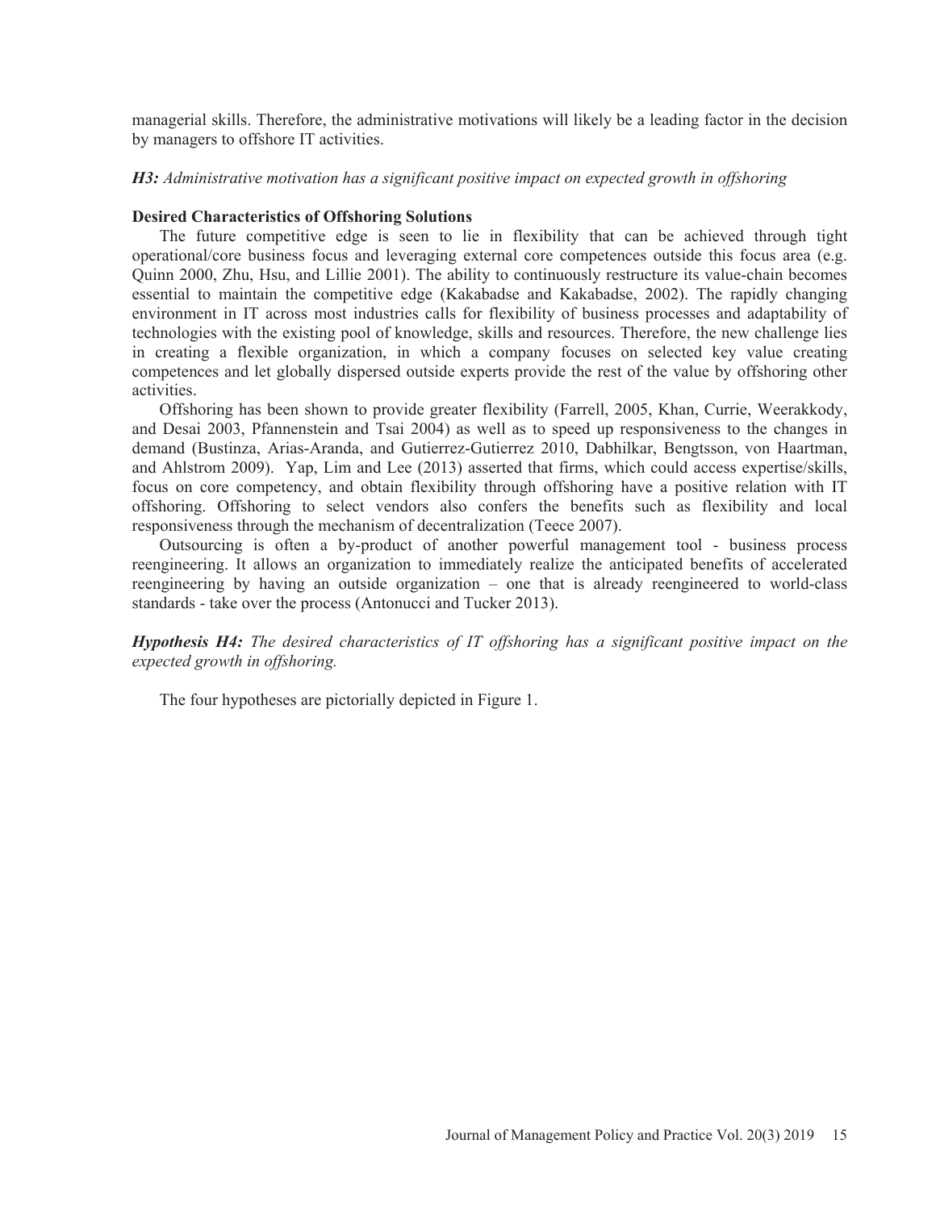managerial skills. Therefore, the administrative motivations will likely be a leading factor in the decision by managers to offshore IT activities.

***H3:*** *Administrative motivation has a significant positive impact on expected growth in offshoring*

**Desired Characteristics of Offshoring Solutions**

The future competitive edge is seen to lie in flexibility that can be achieved through tight operational/core business focus and leveraging external core competences outside this focus area (e.g. Quinn 2000, Zhu, Hsu, and Lillie 2001). The ability to continuously restructure its value-chain becomes essential to maintain the competitive edge (Kakabadse and Kakabadse, 2002). The rapidly changing environment in IT across most industries calls for flexibility of business processes and adaptability of technologies with the existing pool of knowledge, skills and resources. Therefore, the new challenge lies in creating a flexible organization, in which a company focuses on selected key value creating competences and let globally dispersed outside experts provide the rest of the value by offshoring other activities.

Offshoring has been shown to provide greater flexibility (Farrell, 2005, Khan, Currie, Weerakkody, and Desai 2003, Pfannenstein and Tsai 2004) as well as to speed up responsiveness to the changes in demand (Bustinza, Arias-Aranda, and Gutierrez-Gutierrez 2010, Dabhilkar, Bengtsson, von Haartman, and Ahlstrom 2009). Yap, Lim and Lee (2013) asserted that firms, which could access expertise/skills, focus on core competency, and obtain flexibility through offshoring have a positive relation with IT offshoring. Offshoring to select vendors also confers the benefits such as flexibility and local responsiveness through the mechanism of decentralization (Teece 2007).

Outsourcing is often a by-product of another powerful management tool - business process reengineering. It allows an organization to immediately realize the anticipated benefits of accelerated reengineering by having an outside organization – one that is already reengineered to world-class standards - take over the process (Antonucci and Tucker 2013).

***Hypothesis H4:*** *The desired characteristics of IT offshoring has a significant positive impact on the expected growth in offshoring.*

The four hypotheses are pictorially depicted in Figure 1.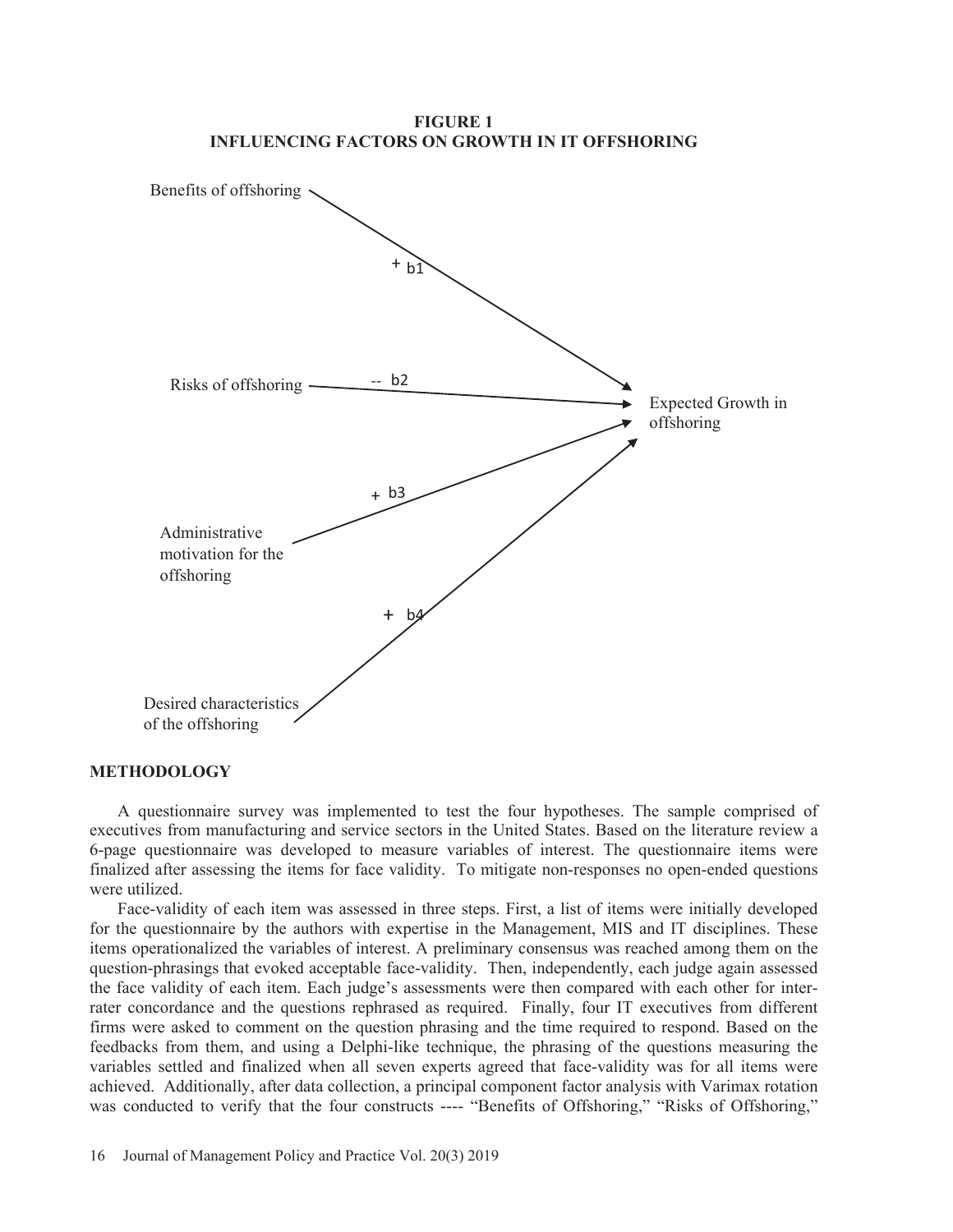**FIGURE 1**
**INFLUENCING FACTORS ON GROWTH IN IT OFFSHORING**

Benefits of offshoring → (+ b1) → Expected Growth in offshoring

Risks of offshoring → (-- b2) → Expected Growth in offshoring

Administrative motivation for the offshoring → (+ b3) → Expected Growth in offshoring

Desired characteristics of the offshoring → (+ b4) → Expected Growth in offshoring

## METHODOLOGY

A questionnaire survey was implemented to test the four hypotheses. The sample comprised of executives from manufacturing and service sectors in the United States. Based on the literature review a 6-page questionnaire was developed to measure variables of interest. The questionnaire items were finalized after assessing the items for face validity. To mitigate non-responses no open-ended questions were utilized.

Face-validity of each item was assessed in three steps. First, a list of items were initially developed for the questionnaire by the authors with expertise in the Management, MIS and IT disciplines. These items operationalized the variables of interest. A preliminary consensus was reached among them on the question-phrasings that evoked acceptable face-validity. Then, independently, each judge again assessed the face validity of each item. Each judge's assessments were then compared with each other for inter-rater concordance and the questions rephrased as required. Finally, four IT executives from different firms were asked to comment on the question phrasing and the time required to respond. Based on the feedbacks from them, and using a Delphi-like technique, the phrasing of the questions measuring the variables settled and finalized when all seven experts agreed that face-validity was for all items were achieved. Additionally, after data collection, a principal component factor analysis with Varimax rotation was conducted to verify that the four constructs ---- "Benefits of Offshoring," "Risks of Offshoring,"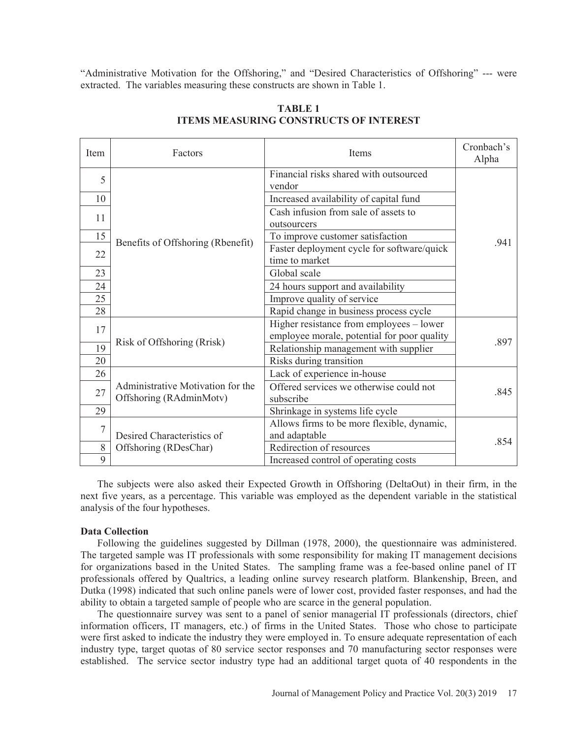"Administrative Motivation for the Offshoring," and "Desired Characteristics of Offshoring" --- were extracted. The variables measuring these constructs are shown in Table 1.

**TABLE 1**
**ITEMS MEASURING CONSTRUCTS OF INTEREST**

| Item | Factors | Items | Cronbach's Alpha |
|---|---|---|---|
| 5 | Benefits of Offshoring (Rbenefit) | Financial risks shared with outsourced vendor | .941 |
| 10 | | Increased availability of capital fund | |
| 11 | | Cash infusion from sale of assets to outsourcers | |
| 15 | | To improve customer satisfaction | |
| 22 | | Faster deployment cycle for software/quick time to market | |
| 23 | | Global scale | |
| 24 | | 24 hours support and availability | |
| 25 | | Improve quality of service | |
| 28 | | Rapid change in business process cycle | |
| 17 | Risk of Offshoring (Rrisk) | Higher resistance from employees – lower employee morale, potential for poor quality | .897 |
| 19 | | Relationship management with supplier | |
| 20 | | Risks during transition | |
| 26 | Administrative Motivation for the Offshoring (RAdminMotv) | Lack of experience in-house | .845 |
| 27 | | Offered services we otherwise could not subscribe | |
| 29 | | Shrinkage in systems life cycle | |
| 7 | Desired Characteristics of Offshoring (RDesChar) | Allows firms to be more flexible, dynamic, and adaptable | .854 |
| 8 | | Redirection of resources | |
| 9 | | Increased control of operating costs | |

The subjects were also asked their Expected Growth in Offshoring (DeltaOut) in their firm, in the next five years, as a percentage. This variable was employed as the dependent variable in the statistical analysis of the four hypotheses.

**Data Collection**

Following the guidelines suggested by Dillman (1978, 2000), the questionnaire was administered. The targeted sample was IT professionals with some responsibility for making IT management decisions for organizations based in the United States. The sampling frame was a fee-based online panel of IT professionals offered by Qualtrics, a leading online survey research platform. Blankenship, Breen, and Dutka (1998) indicated that such online panels were of lower cost, provided faster responses, and had the ability to obtain a targeted sample of people who are scarce in the general population.

The questionnaire survey was sent to a panel of senior managerial IT professionals (directors, chief information officers, IT managers, etc.) of firms in the United States. Those who chose to participate were first asked to indicate the industry they were employed in. To ensure adequate representation of each industry type, target quotas of 80 service sector responses and 70 manufacturing sector responses were established. The service sector industry type had an additional target quota of 40 respondents in the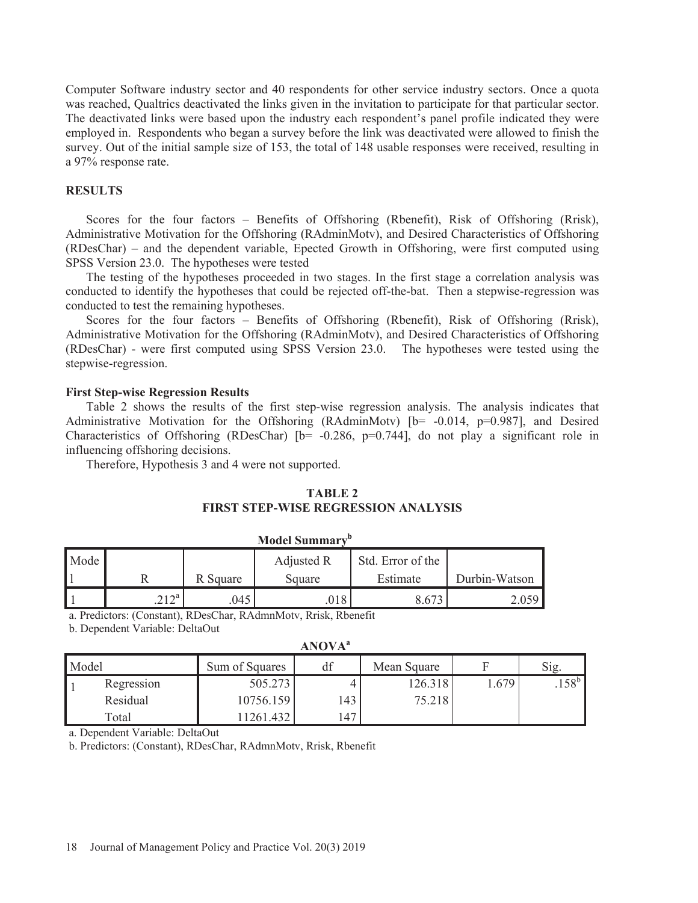Computer Software industry sector and 40 respondents for other service industry sectors. Once a quota was reached, Qualtrics deactivated the links given in the invitation to participate for that particular sector. The deactivated links were based upon the industry each respondent's panel profile indicated they were employed in. Respondents who began a survey before the link was deactivated were allowed to finish the survey. Out of the initial sample size of 153, the total of 148 usable responses were received, resulting in a 97% response rate.

## RESULTS

Scores for the four factors – Benefits of Offshoring (Rbenefit), Risk of Offshoring (Rrisk), Administrative Motivation for the Offshoring (RAdminMotv), and Desired Characteristics of Offshoring (RDesChar) – and the dependent variable, Epected Growth in Offshoring, were first computed using SPSS Version 23.0. The hypotheses were tested

The testing of the hypotheses proceeded in two stages. In the first stage a correlation analysis was conducted to identify the hypotheses that could be rejected off-the-bat. Then a stepwise-regression was conducted to test the remaining hypotheses.

Scores for the four factors – Benefits of Offshoring (Rbenefit), Risk of Offshoring (Rrisk), Administrative Motivation for the Offshoring (RAdminMotv), and Desired Characteristics of Offshoring (RDesChar) - were first computed using SPSS Version 23.0. The hypotheses were tested using the stepwise-regression.

### First Step-wise Regression Results

Table 2 shows the results of the first step-wise regression analysis. The analysis indicates that Administrative Motivation for the Offshoring (RAdminMotv) [b= -0.014, p=0.987], and Desired Characteristics of Offshoring (RDesChar) [b= -0.286, p=0.744], do not play a significant role in influencing offshoring decisions.

Therefore, Hypothesis 3 and 4 were not supported.

**TABLE 2**
**FIRST STEP-WISE REGRESSION ANALYSIS**

**Model Summary[b]**

| Model | R | R Square | Adjusted R Square | Std. Error of the Estimate | Durbin-Watson |
|---|---|---|---|---|---|
| 1 | .212[a] | .045 | .018 | 8.673 | 2.059 |

a. Predictors: (Constant), RDesChar, RAdmnMotv, Rrisk, Rbenefit

b. Dependent Variable: DeltaOut

**ANOVA[a]**

| Model | | Sum of Squares | df | Mean Square | F | Sig. |
|---|---|---|---|---|---|---|
| 1 | Regression | 505.273 | 4 | 126.318 | 1.679 | .158[b] |
| | Residual | 10756.159 | 143 | 75.218 | | |
| | Total | 11261.432 | 147 | | | |

a. Dependent Variable: DeltaOut

b. Predictors: (Constant), RDesChar, RAdmnMotv, Rrisk, Rbenefit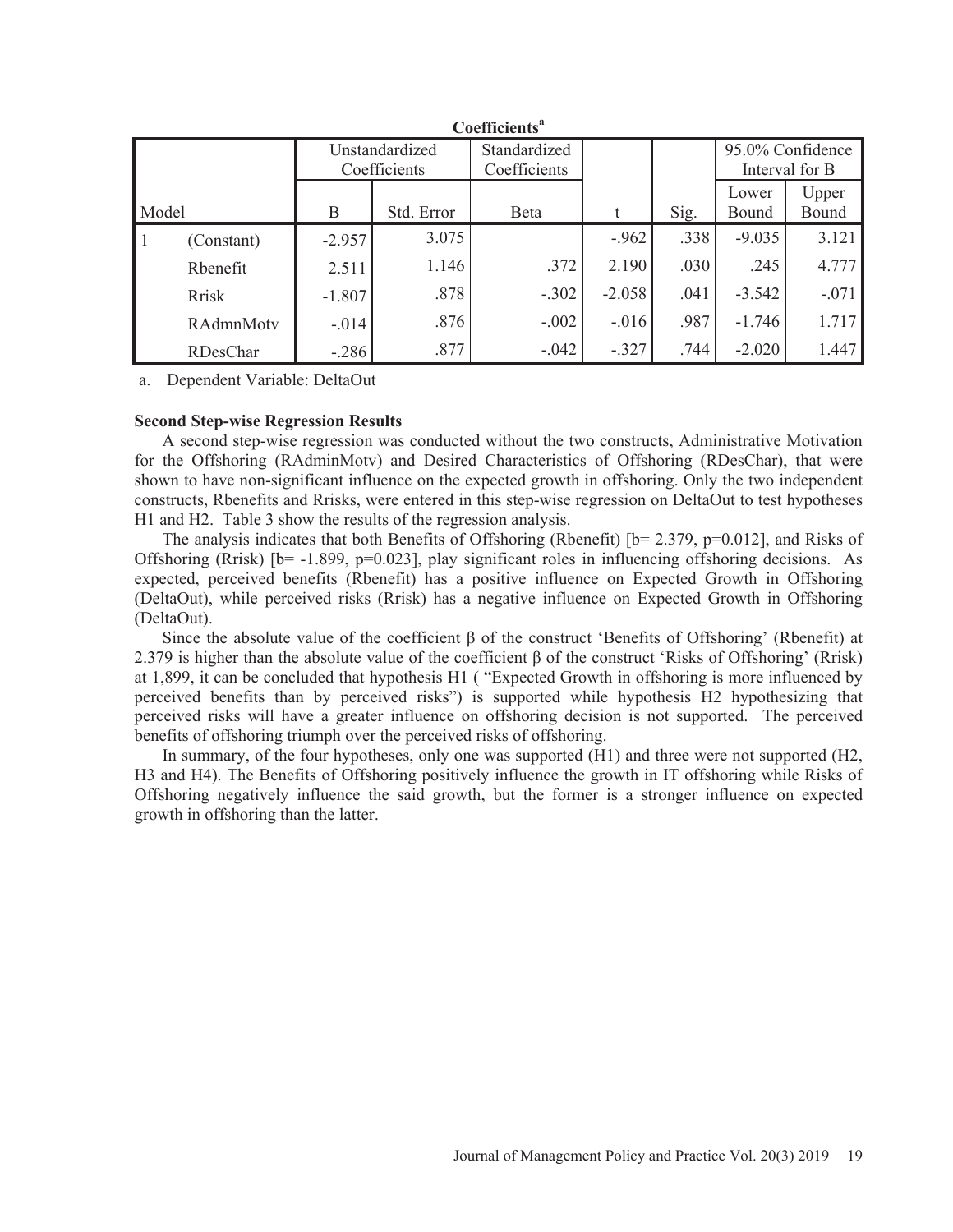**Coefficients[a]**

| Model | | Unstandardized Coefficients | | Standardized Coefficients | | | 95.0% Confidence Interval for B | |
|---|---|---|---|---|---|---|---|---|
| | | B | Std. Error | Beta | t | Sig. | Lower Bound | Upper Bound |
| 1 | (Constant) | -2.957 | 3.075 | | -.962 | .338 | -9.035 | 3.121 |
| | Rbenefit | 2.511 | 1.146 | .372 | 2.190 | .030 | .245 | 4.777 |
| | Rrisk | -1.807 | .878 | -.302 | -2.058 | .041 | -3.542 | -.071 |
| | RAdmnMotv | -.014 | .876 | -.002 | -.016 | .987 | -1.746 | 1.717 |
| | RDesChar | -.286 | .877 | -.042 | -.327 | .744 | -2.020 | 1.447 |

a. Dependent Variable: DeltaOut

**Second Step-wise Regression Results**

A second step-wise regression was conducted without the two constructs, Administrative Motivation for the Offshoring (RAdminMotv) and Desired Characteristics of Offshoring (RDesChar), that were shown to have non-significant influence on the expected growth in offshoring. Only the two independent constructs, Rbenefits and Rrisks, were entered in this step-wise regression on DeltaOut to test hypotheses H1 and H2. Table 3 show the results of the regression analysis.

The analysis indicates that both Benefits of Offshoring (Rbenefit) [b= 2.379, p=0.012], and Risks of Offshoring (Rrisk) [b= -1.899, p=0.023], play significant roles in influencing offshoring decisions. As expected, perceived benefits (Rbenefit) has a positive influence on Expected Growth in Offshoring (DeltaOut), while perceived risks (Rrisk) has a negative influence on Expected Growth in Offshoring (DeltaOut).

Since the absolute value of the coefficient $\beta$ of the construct 'Benefits of Offshoring' (Rbenefit) at 2.379 is higher than the absolute value of the coefficient $\beta$ of the construct 'Risks of Offshoring' (Rrisk) at 1,899, it can be concluded that hypothesis H1 ( "Expected Growth in offshoring is more influenced by perceived benefits than by perceived risks") is supported while hypothesis H2 hypothesizing that perceived risks will have a greater influence on offshoring decision is not supported. The perceived benefits of offshoring triumph over the perceived risks of offshoring.

In summary, of the four hypotheses, only one was supported (H1) and three were not supported (H2, H3 and H4). The Benefits of Offshoring positively influence the growth in IT offshoring while Risks of Offshoring negatively influence the said growth, but the former is a stronger influence on expected growth in offshoring than the latter.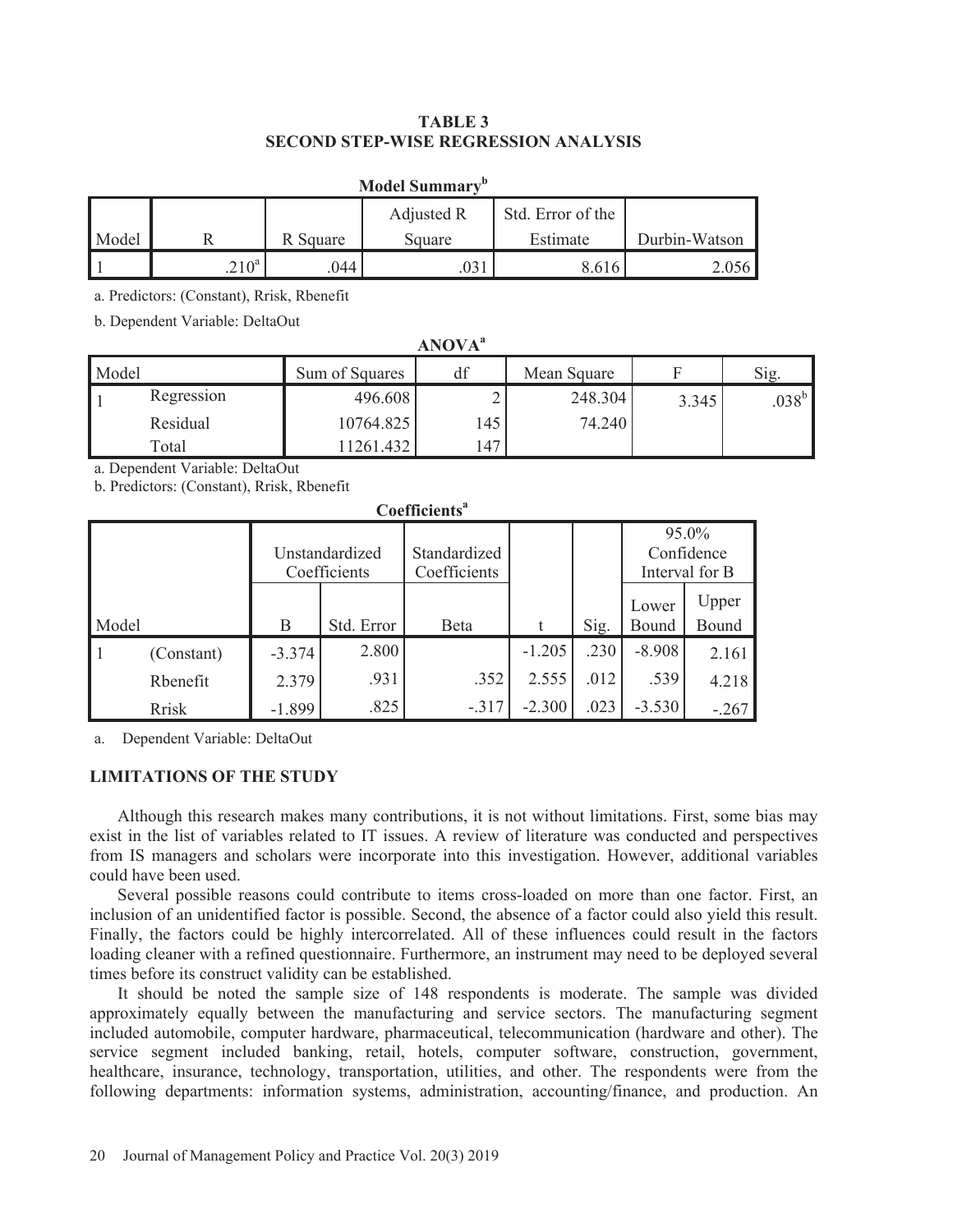**TABLE 3**
**SECOND STEP-WISE REGRESSION ANALYSIS**

**Model Summary[b]**

| Model | R | R Square | Adjusted R Square | Std. Error of the Estimate | Durbin-Watson |
|---|---|---|---|---|---|
| 1 | .210[a] | .044 | .031 | 8.616 | 2.056 |

a. Predictors: (Constant), Rrisk, Rbenefit

b. Dependent Variable: DeltaOut

**ANOVA[a]**

| Model | | Sum of Squares | df | Mean Square | F | Sig. |
|---|---|---|---|---|---|---|
| 1 | Regression | 496.608 | 2 | 248.304 | 3.345 | .038[b] |
| | Residual | 10764.825 | 145 | 74.240 | | |
| | Total | 11261.432 | 147 | | | |

a. Dependent Variable: DeltaOut

b. Predictors: (Constant), Rrisk, Rbenefit

**Coefficients[a]**

| Model | | Unstandardized Coefficients | | Standardized Coefficients | | | 95.0% Confidence Interval for B | |
|---|---|---|---|---|---|---|---|---|
| | | B | Std. Error | Beta | t | Sig. | Lower Bound | Upper Bound |
| 1 | (Constant) | -3.374 | 2.800 | | -1.205 | .230 | -8.908 | 2.161 |
| | Rbenefit | 2.379 | .931 | .352 | 2.555 | .012 | .539 | 4.218 |
| | Rrisk | -1.899 | .825 | -.317 | -2.300 | .023 | -3.530 | -.267 |

a. Dependent Variable: DeltaOut

## LIMITATIONS OF THE STUDY

Although this research makes many contributions, it is not without limitations. First, some bias may exist in the list of variables related to IT issues. A review of literature was conducted and perspectives from IS managers and scholars were incorporate into this investigation. However, additional variables could have been used.

Several possible reasons could contribute to items cross-loaded on more than one factor. First, an inclusion of an unidentified factor is possible. Second, the absence of a factor could also yield this result. Finally, the factors could be highly intercorrelated. All of these influences could result in the factors loading cleaner with a refined questionnaire. Furthermore, an instrument may need to be deployed several times before its construct validity can be established.

It should be noted the sample size of 148 respondents is moderate. The sample was divided approximately equally between the manufacturing and service sectors. The manufacturing segment included automobile, computer hardware, pharmaceutical, telecommunication (hardware and other). The service segment included banking, retail, hotels, computer software, construction, government, healthcare, insurance, technology, transportation, utilities, and other. The respondents were from the following departments: information systems, administration, accounting/finance, and production. An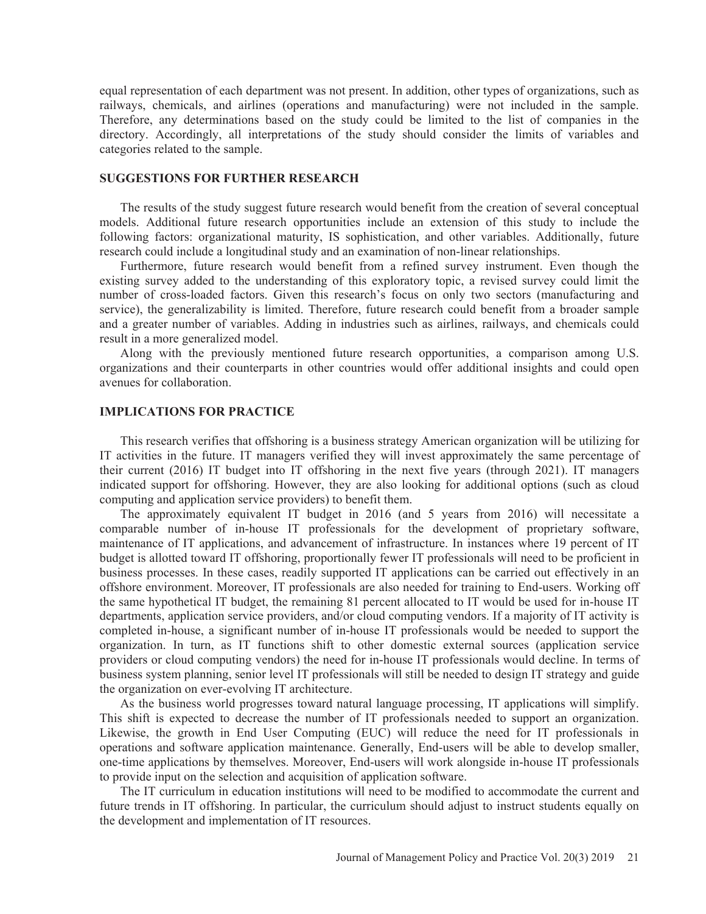equal representation of each department was not present. In addition, other types of organizations, such as railways, chemicals, and airlines (operations and manufacturing) were not included in the sample. Therefore, any determinations based on the study could be limited to the list of companies in the directory. Accordingly, all interpretations of the study should consider the limits of variables and categories related to the sample.

## SUGGESTIONS FOR FURTHER RESEARCH

The results of the study suggest future research would benefit from the creation of several conceptual models. Additional future research opportunities include an extension of this study to include the following factors: organizational maturity, IS sophistication, and other variables. Additionally, future research could include a longitudinal study and an examination of non-linear relationships.

Furthermore, future research would benefit from a refined survey instrument. Even though the existing survey added to the understanding of this exploratory topic, a revised survey could limit the number of cross-loaded factors. Given this research's focus on only two sectors (manufacturing and service), the generalizability is limited. Therefore, future research could benefit from a broader sample and a greater number of variables. Adding in industries such as airlines, railways, and chemicals could result in a more generalized model.

Along with the previously mentioned future research opportunities, a comparison among U.S. organizations and their counterparts in other countries would offer additional insights and could open avenues for collaboration.

## IMPLICATIONS FOR PRACTICE

This research verifies that offshoring is a business strategy American organization will be utilizing for IT activities in the future. IT managers verified they will invest approximately the same percentage of their current (2016) IT budget into IT offshoring in the next five years (through 2021). IT managers indicated support for offshoring. However, they are also looking for additional options (such as cloud computing and application service providers) to benefit them.

The approximately equivalent IT budget in 2016 (and 5 years from 2016) will necessitate a comparable number of in-house IT professionals for the development of proprietary software, maintenance of IT applications, and advancement of infrastructure. In instances where 19 percent of IT budget is allotted toward IT offshoring, proportionally fewer IT professionals will need to be proficient in business processes. In these cases, readily supported IT applications can be carried out effectively in an offshore environment. Moreover, IT professionals are also needed for training to End-users. Working off the same hypothetical IT budget, the remaining 81 percent allocated to IT would be used for in-house IT departments, application service providers, and/or cloud computing vendors. If a majority of IT activity is completed in-house, a significant number of in-house IT professionals would be needed to support the organization. In turn, as IT functions shift to other domestic external sources (application service providers or cloud computing vendors) the need for in-house IT professionals would decline. In terms of business system planning, senior level IT professionals will still be needed to design IT strategy and guide the organization on ever-evolving IT architecture.

As the business world progresses toward natural language processing, IT applications will simplify. This shift is expected to decrease the number of IT professionals needed to support an organization. Likewise, the growth in End User Computing (EUC) will reduce the need for IT professionals in operations and software application maintenance. Generally, End-users will be able to develop smaller, one-time applications by themselves. Moreover, End-users will work alongside in-house IT professionals to provide input on the selection and acquisition of application software.

The IT curriculum in education institutions will need to be modified to accommodate the current and future trends in IT offshoring. In particular, the curriculum should adjust to instruct students equally on the development and implementation of IT resources.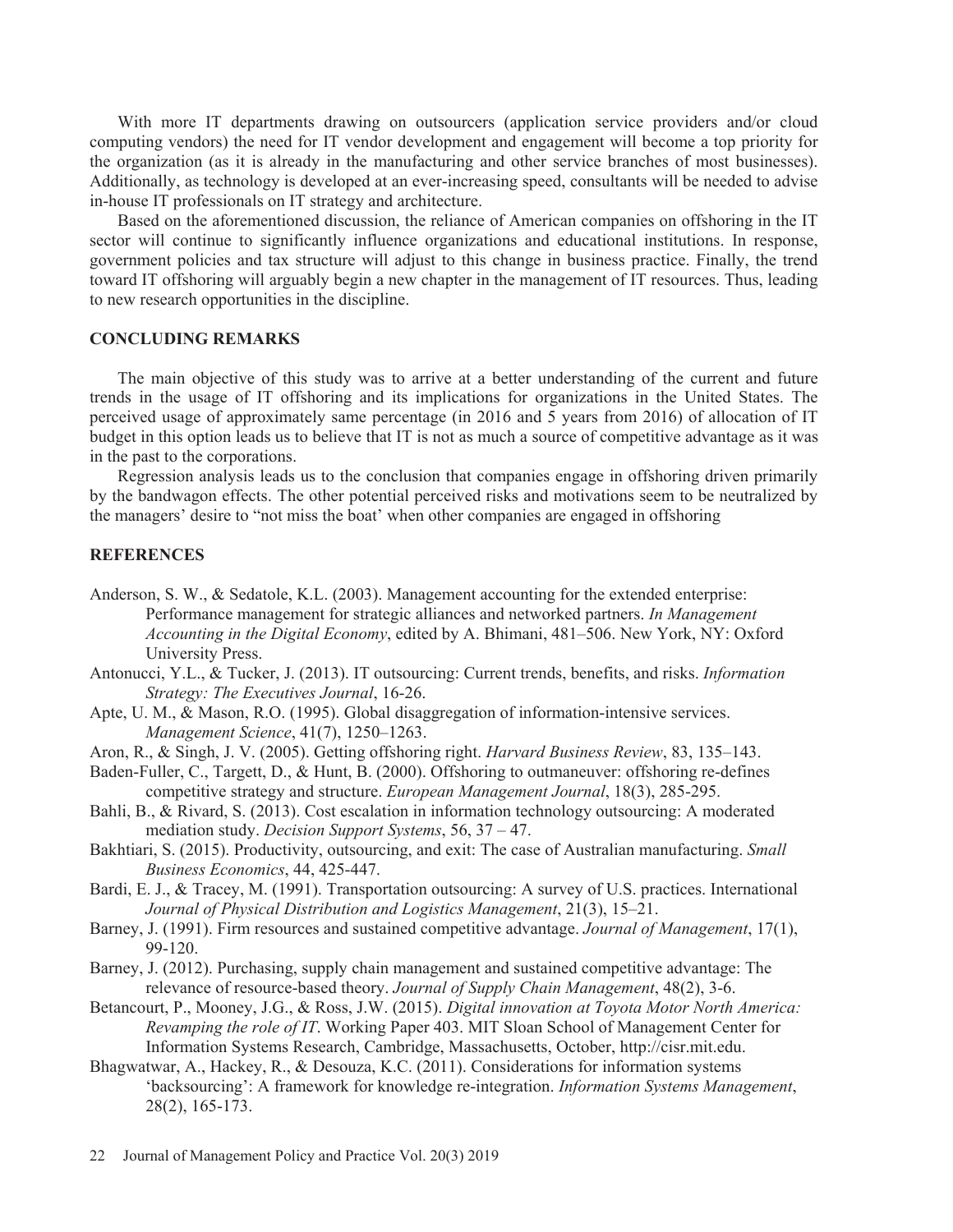With more IT departments drawing on outsourcers (application service providers and/or cloud computing vendors) the need for IT vendor development and engagement will become a top priority for the organization (as it is already in the manufacturing and other service branches of most businesses). Additionally, as technology is developed at an ever-increasing speed, consultants will be needed to advise in-house IT professionals on IT strategy and architecture.

Based on the aforementioned discussion, the reliance of American companies on offshoring in the IT sector will continue to significantly influence organizations and educational institutions. In response, government policies and tax structure will adjust to this change in business practice. Finally, the trend toward IT offshoring will arguably begin a new chapter in the management of IT resources. Thus, leading to new research opportunities in the discipline.

## CONCLUDING REMARKS

The main objective of this study was to arrive at a better understanding of the current and future trends in the usage of IT offshoring and its implications for organizations in the United States. The perceived usage of approximately same percentage (in 2016 and 5 years from 2016) of allocation of IT budget in this option leads us to believe that IT is not as much a source of competitive advantage as it was in the past to the corporations.

Regression analysis leads us to the conclusion that companies engage in offshoring driven primarily by the bandwagon effects. The other potential perceived risks and motivations seem to be neutralized by the managers' desire to "not miss the boat' when other companies are engaged in offshoring

## REFERENCES

Anderson, S. W., & Sedatole, K.L. (2003). Management accounting for the extended enterprise: Performance management for strategic alliances and networked partners. *In Management Accounting in the Digital Economy*, edited by A. Bhimani, 481–506. New York, NY: Oxford University Press.

Antonucci, Y.L., & Tucker, J. (2013). IT outsourcing: Current trends, benefits, and risks. *Information Strategy: The Executives Journal*, 16-26.

Apte, U. M., & Mason, R.O. (1995). Global disaggregation of information-intensive services. *Management Science*, 41(7), 1250–1263.

Aron, R., & Singh, J. V. (2005). Getting offshoring right. *Harvard Business Review*, 83, 135–143.

Baden-Fuller, C., Targett, D., & Hunt, B. (2000). Offshoring to outmaneuver: offshoring re-defines competitive strategy and structure. *European Management Journal*, 18(3), 285-295.

Bahli, B., & Rivard, S. (2013). Cost escalation in information technology outsourcing: A moderated mediation study. *Decision Support Systems*, 56, 37 – 47.

Bakhtiari, S. (2015). Productivity, outsourcing, and exit: The case of Australian manufacturing. *Small Business Economics*, 44, 425-447.

Bardi, E. J., & Tracey, M. (1991). Transportation outsourcing: A survey of U.S. practices. International *Journal of Physical Distribution and Logistics Management*, 21(3), 15–21.

Barney, J. (1991). Firm resources and sustained competitive advantage. *Journal of Management*, 17(1), 99-120.

Barney, J. (2012). Purchasing, supply chain management and sustained competitive advantage: The relevance of resource-based theory. *Journal of Supply Chain Management*, 48(2), 3-6.

Betancourt, P., Mooney, J.G., & Ross, J.W. (2015). *Digital innovation at Toyota Motor North America: Revamping the role of IT*. Working Paper 403. MIT Sloan School of Management Center for Information Systems Research, Cambridge, Massachusetts, October, http://cisr.mit.edu.

Bhagwatwar, A., Hackey, R., & Desouza, K.C. (2011). Considerations for information systems 'backsourcing': A framework for knowledge re-integration. *Information Systems Management*, 28(2), 165-173.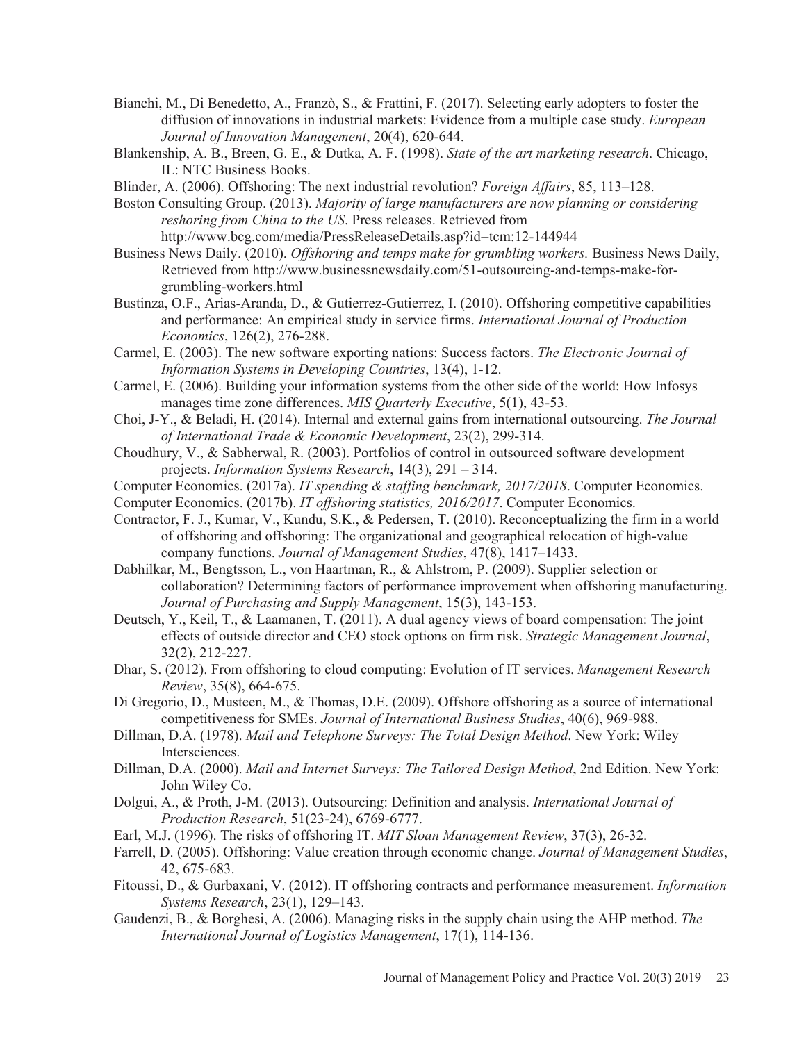Bianchi, M., Di Benedetto, A., Franzò, S., & Frattini, F. (2017). Selecting early adopters to foster the diffusion of innovations in industrial markets: Evidence from a multiple case study. *European Journal of Innovation Management*, 20(4), 620-644.

Blankenship, A. B., Breen, G. E., & Dutka, A. F. (1998). *State of the art marketing research*. Chicago, IL: NTC Business Books.

Blinder, A. (2006). Offshoring: The next industrial revolution? *Foreign Affairs*, 85, 113–128.

Boston Consulting Group. (2013). *Majority of large manufacturers are now planning or considering reshoring from China to the US*. Press releases. Retrieved from http://www.bcg.com/media/PressReleaseDetails.asp?id=tcm:12-144944

Business News Daily. (2010). *Offshoring and temps make for grumbling workers.* Business News Daily, Retrieved from http://www.businessnewsdaily.com/51-outsourcing-and-temps-make-for-grumbling-workers.html

Bustinza, O.F., Arias-Aranda, D., & Gutierrez-Gutierrez, I. (2010). Offshoring competitive capabilities and performance: An empirical study in service firms. *International Journal of Production Economics*, 126(2), 276-288.

Carmel, E. (2003). The new software exporting nations: Success factors. *The Electronic Journal of Information Systems in Developing Countries*, 13(4), 1-12.

Carmel, E. (2006). Building your information systems from the other side of the world: How Infosys manages time zone differences. *MIS Quarterly Executive*, 5(1), 43-53.

Choi, J-Y., & Beladi, H. (2014). Internal and external gains from international outsourcing. *The Journal of International Trade & Economic Development*, 23(2), 299-314.

Choudhury, V., & Sabherwal, R. (2003). Portfolios of control in outsourced software development projects. *Information Systems Research*, 14(3), 291 – 314.

Computer Economics. (2017a). *IT spending & staffing benchmark, 2017/2018*. Computer Economics.

Computer Economics. (2017b). *IT offshoring statistics, 2016/2017*. Computer Economics.

Contractor, F. J., Kumar, V., Kundu, S.K., & Pedersen, T. (2010). Reconceptualizing the firm in a world of offshoring and offshoring: The organizational and geographical relocation of high-value company functions. *Journal of Management Studies*, 47(8), 1417–1433.

Dabhilkar, M., Bengtsson, L., von Haartman, R., & Ahlstrom, P. (2009). Supplier selection or collaboration? Determining factors of performance improvement when offshoring manufacturing. *Journal of Purchasing and Supply Management*, 15(3), 143-153.

Deutsch, Y., Keil, T., & Laamanen, T. (2011). A dual agency views of board compensation: The joint effects of outside director and CEO stock options on firm risk. *Strategic Management Journal*, 32(2), 212-227.

Dhar, S. (2012). From offshoring to cloud computing: Evolution of IT services. *Management Research Review*, 35(8), 664-675.

Di Gregorio, D., Musteen, M., & Thomas, D.E. (2009). Offshore offshoring as a source of international competitiveness for SMEs. *Journal of International Business Studies*, 40(6), 969-988.

Dillman, D.A. (1978). *Mail and Telephone Surveys: The Total Design Method*. New York: Wiley Intersciences.

Dillman, D.A. (2000). *Mail and Internet Surveys: The Tailored Design Method*, 2nd Edition. New York: John Wiley Co.

Dolgui, A., & Proth, J-M. (2013). Outsourcing: Definition and analysis. *International Journal of Production Research*, 51(23-24), 6769-6777.

Earl, M.J. (1996). The risks of offshoring IT. *MIT Sloan Management Review*, 37(3), 26-32.

Farrell, D. (2005). Offshoring: Value creation through economic change. *Journal of Management Studies*, 42, 675-683.

Fitoussi, D., & Gurbaxani, V. (2012). IT offshoring contracts and performance measurement. *Information Systems Research*, 23(1), 129–143.

Gaudenzi, B., & Borghesi, A. (2006). Managing risks in the supply chain using the AHP method. *The International Journal of Logistics Management*, 17(1), 114-136.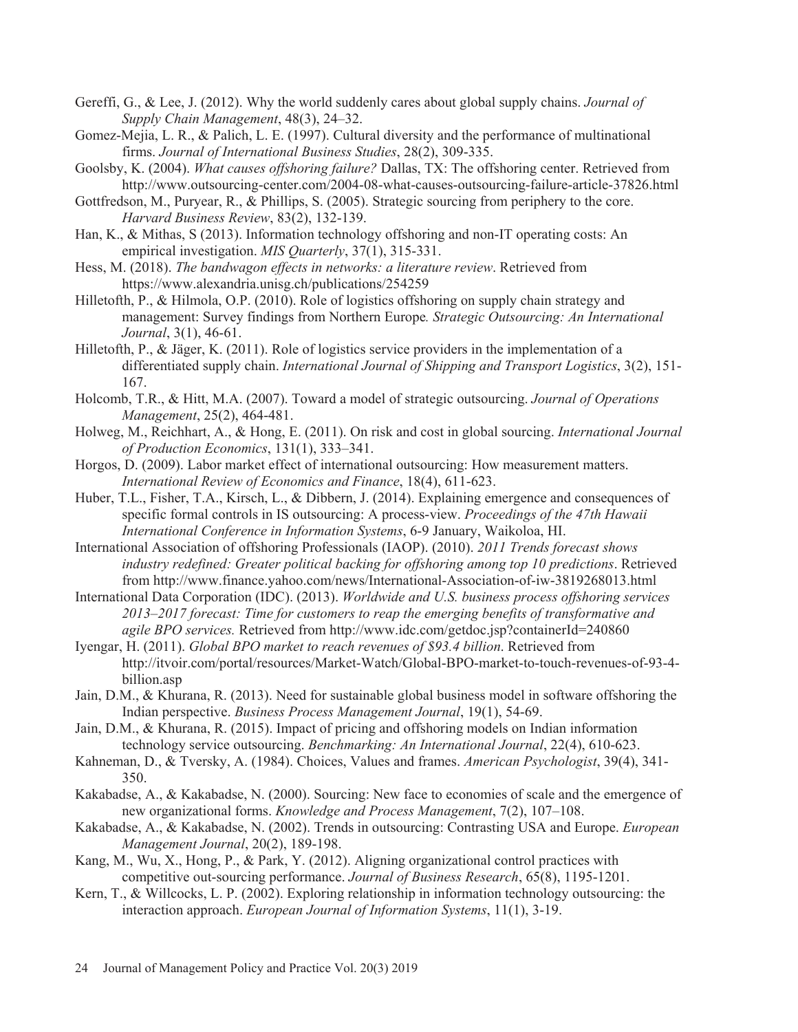Gereffi, G., & Lee, J. (2012). Why the world suddenly cares about global supply chains. *Journal of Supply Chain Management*, 48(3), 24–32.

Gomez-Mejia, L. R., & Palich, L. E. (1997). Cultural diversity and the performance of multinational firms. *Journal of International Business Studies*, 28(2), 309-335.

Goolsby, K. (2004). *What causes offshoring failure?* Dallas, TX: The offshoring center. Retrieved from http://www.outsourcing-center.com/2004-08-what-causes-outsourcing-failure-article-37826.html

Gottfredson, M., Puryear, R., & Phillips, S. (2005). Strategic sourcing from periphery to the core. *Harvard Business Review*, 83(2), 132-139.

Han, K., & Mithas, S (2013). Information technology offshoring and non-IT operating costs: An empirical investigation. *MIS Quarterly*, 37(1), 315-331.

Hess, M. (2018). *The bandwagon effects in networks: a literature review*. Retrieved from https://www.alexandria.unisg.ch/publications/254259

Hilletofth, P., & Hilmola, O.P. (2010). Role of logistics offshoring on supply chain strategy and management: Survey findings from Northern Europe*. Strategic Outsourcing: An International Journal*, 3(1), 46-61.

Hilletofth, P., & Jäger, K. (2011). Role of logistics service providers in the implementation of a differentiated supply chain. *International Journal of Shipping and Transport Logistics*, 3(2), 151-167.

Holcomb, T.R., & Hitt, M.A. (2007). Toward a model of strategic outsourcing. *Journal of Operations Management*, 25(2), 464-481.

Holweg, M., Reichhart, A., & Hong, E. (2011). On risk and cost in global sourcing. *International Journal of Production Economics*, 131(1), 333–341.

Horgos, D. (2009). Labor market effect of international outsourcing: How measurement matters. *International Review of Economics and Finance*, 18(4), 611-623.

Huber, T.L., Fisher, T.A., Kirsch, L., & Dibbern, J. (2014). Explaining emergence and consequences of specific formal controls in IS outsourcing: A process-view. *Proceedings of the 47th Hawaii International Conference in Information Systems*, 6-9 January, Waikoloa, HI.

International Association of offshoring Professionals (IAOP). (2010). *2011 Trends forecast shows industry redefined: Greater political backing for offshoring among top 10 predictions*. Retrieved from http://www.finance.yahoo.com/news/International-Association-of-iw-3819268013.html

International Data Corporation (IDC). (2013). *Worldwide and U.S. business process offshoring services 2013–2017 forecast: Time for customers to reap the emerging benefits of transformative and agile BPO services.* Retrieved from http://www.idc.com/getdoc.jsp?containerId=240860

Iyengar, H. (2011). *Global BPO market to reach revenues of $93.4 billion*. Retrieved from http://itvoir.com/portal/resources/Market-Watch/Global-BPO-market-to-touch-revenues-of-93-4-billion.asp

Jain, D.M., & Khurana, R. (2013). Need for sustainable global business model in software offshoring the Indian perspective. *Business Process Management Journal*, 19(1), 54-69.

Jain, D.M., & Khurana, R. (2015). Impact of pricing and offshoring models on Indian information technology service outsourcing. *Benchmarking: An International Journal*, 22(4), 610-623.

Kahneman, D., & Tversky, A. (1984). Choices, Values and frames. *American Psychologist*, 39(4), 341-350.

Kakabadse, A., & Kakabadse, N. (2000). Sourcing: New face to economies of scale and the emergence of new organizational forms. *Knowledge and Process Management*, 7(2), 107–108.

Kakabadse, A., & Kakabadse, N. (2002). Trends in outsourcing: Contrasting USA and Europe. *European Management Journal*, 20(2), 189-198.

Kang, M., Wu, X., Hong, P., & Park, Y. (2012). Aligning organizational control practices with competitive out-sourcing performance. *Journal of Business Research*, 65(8), 1195-1201.

Kern, T., & Willcocks, L. P. (2002). Exploring relationship in information technology outsourcing: the interaction approach. *European Journal of Information Systems*, 11(1), 3-19.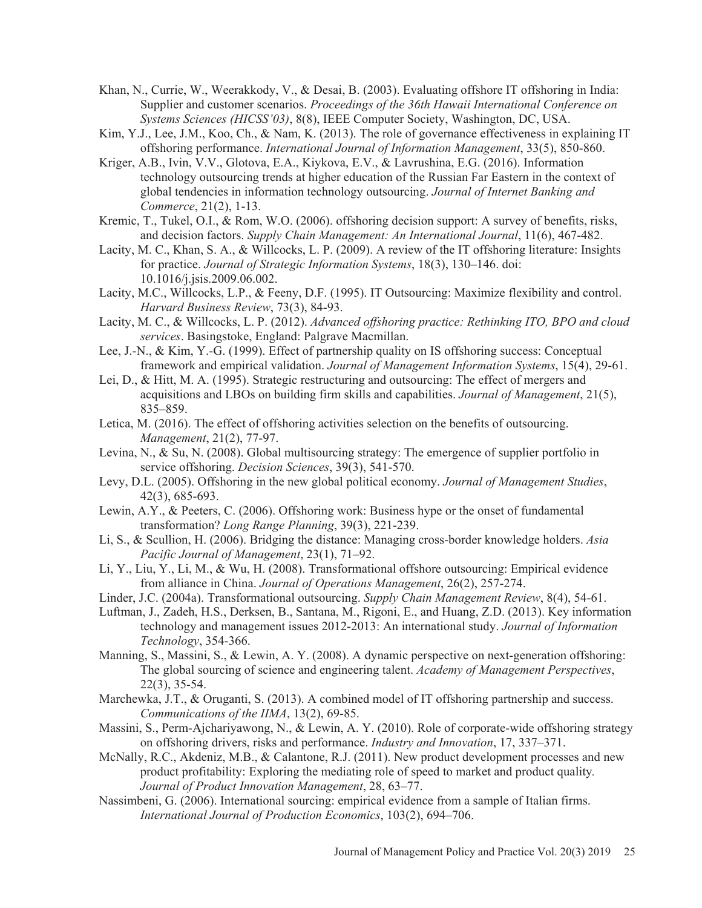Khan, N., Currie, W., Weerakkody, V., & Desai, B. (2003). Evaluating offshore IT offshoring in India: Supplier and customer scenarios. *Proceedings of the 36th Hawaii International Conference on Systems Sciences (HICSS'03)*, 8(8), IEEE Computer Society, Washington, DC, USA.

Kim, Y.J., Lee, J.M., Koo, Ch., & Nam, K. (2013). The role of governance effectiveness in explaining IT offshoring performance. *International Journal of Information Management*, 33(5), 850-860.

Kriger, A.B., Ivin, V.V., Glotova, E.A., Kiykova, E.V., & Lavrushina, E.G. (2016). Information technology outsourcing trends at higher education of the Russian Far Eastern in the context of global tendencies in information technology outsourcing. *Journal of Internet Banking and Commerce*, 21(2), 1-13.

Kremic, T., Tukel, O.I., & Rom, W.O. (2006). offshoring decision support: A survey of benefits, risks, and decision factors. *Supply Chain Management: An International Journal*, 11(6), 467-482.

Lacity, M. C., Khan, S. A., & Willcocks, L. P. (2009). A review of the IT offshoring literature: Insights for practice. *Journal of Strategic Information Systems*, 18(3), 130–146. doi: 10.1016/j.jsis.2009.06.002.

Lacity, M.C., Willcocks, L.P., & Feeny, D.F. (1995). IT Outsourcing: Maximize flexibility and control. *Harvard Business Review*, 73(3), 84-93.

Lacity, M. C., & Willcocks, L. P. (2012). *Advanced offshoring practice: Rethinking ITO, BPO and cloud services*. Basingstoke, England: Palgrave Macmillan.

Lee, J.-N., & Kim, Y.-G. (1999). Effect of partnership quality on IS offshoring success: Conceptual framework and empirical validation. *Journal of Management Information Systems*, 15(4), 29-61.

Lei, D., & Hitt, M. A. (1995). Strategic restructuring and outsourcing: The effect of mergers and acquisitions and LBOs on building firm skills and capabilities. *Journal of Management*, 21(5), 835–859.

Letica, M. (2016). The effect of offshoring activities selection on the benefits of outsourcing. *Management*, 21(2), 77-97.

Levina, N., & Su, N. (2008). Global multisourcing strategy: The emergence of supplier portfolio in service offshoring. *Decision Sciences*, 39(3), 541-570.

Levy, D.L. (2005). Offshoring in the new global political economy. *Journal of Management Studies*, 42(3), 685-693.

Lewin, A.Y., & Peeters, C. (2006). Offshoring work: Business hype or the onset of fundamental transformation? *Long Range Planning*, 39(3), 221-239.

Li, S., & Scullion, H. (2006). Bridging the distance: Managing cross-border knowledge holders. *Asia Pacific Journal of Management*, 23(1), 71–92.

Li, Y., Liu, Y., Li, M., & Wu, H. (2008). Transformational offshore outsourcing: Empirical evidence from alliance in China. *Journal of Operations Management*, 26(2), 257-274.

Linder, J.C. (2004a). Transformational outsourcing. *Supply Chain Management Review*, 8(4), 54-61.

Luftman, J., Zadeh, H.S., Derksen, B., Santana, M., Rigoni, E., and Huang, Z.D. (2013). Key information technology and management issues 2012-2013: An international study. *Journal of Information Technology*, 354-366.

Manning, S., Massini, S., & Lewin, A. Y. (2008). A dynamic perspective on next-generation offshoring: The global sourcing of science and engineering talent. *Academy of Management Perspectives*, 22(3), 35-54.

Marchewka, J.T., & Oruganti, S. (2013). A combined model of IT offshoring partnership and success. *Communications of the IIMA*, 13(2), 69-85.

Massini, S., Perm-Ajchariyawong, N., & Lewin, A. Y. (2010). Role of corporate-wide offshoring strategy on offshoring drivers, risks and performance. *Industry and Innovation*, 17, 337–371.

McNally, R.C., Akdeniz, M.B., & Calantone, R.J. (2011). New product development processes and new product profitability: Exploring the mediating role of speed to market and product quality. *Journal of Product Innovation Management*, 28, 63–77.

Nassimbeni, G. (2006). International sourcing: empirical evidence from a sample of Italian firms. *International Journal of Production Economics*, 103(2), 694–706.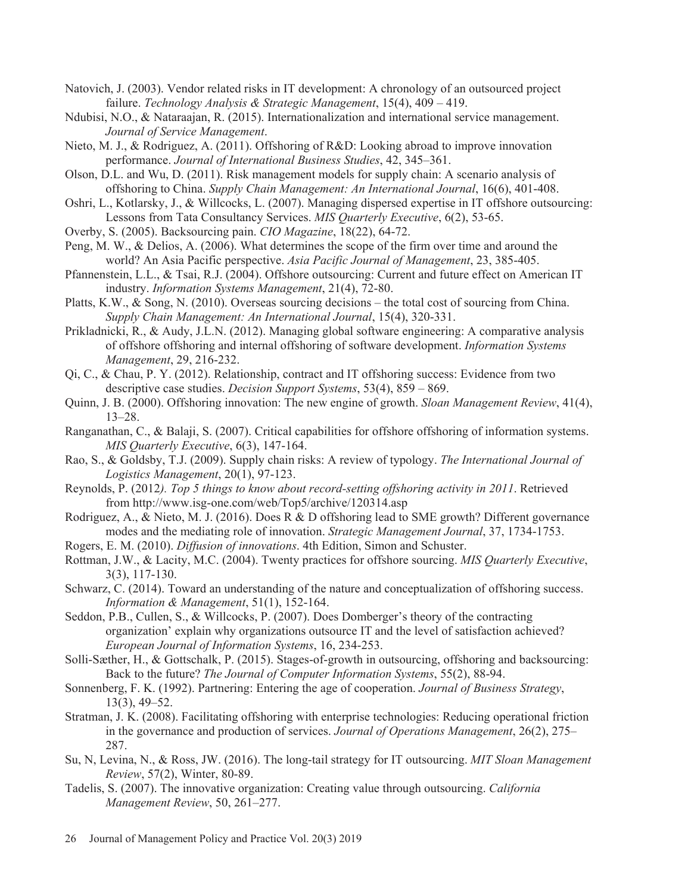Natovich, J. (2003). Vendor related risks in IT development: A chronology of an outsourced project failure. *Technology Analysis & Strategic Management*, 15(4), 409 – 419.

Ndubisi, N.O., & Nataraajan, R. (2015). Internationalization and international service management. *Journal of Service Management*.

Nieto, M. J., & Rodriguez, A. (2011). Offshoring of R&D: Looking abroad to improve innovation performance. *Journal of International Business Studies*, 42, 345–361.

Olson, D.L. and Wu, D. (2011). Risk management models for supply chain: A scenario analysis of offshoring to China. *Supply Chain Management: An International Journal*, 16(6), 401-408.

Oshri, L., Kotlarsky, J., & Willcocks, L. (2007). Managing dispersed expertise in IT offshore outsourcing: Lessons from Tata Consultancy Services. *MIS Quarterly Executive*, 6(2), 53-65.

Overby, S. (2005). Backsourcing pain. *CIO Magazine*, 18(22), 64-72.

Peng, M. W., & Delios, A. (2006). What determines the scope of the firm over time and around the world? An Asia Pacific perspective. *Asia Pacific Journal of Management*, 23, 385-405.

Pfannenstein, L.L., & Tsai, R.J. (2004). Offshore outsourcing: Current and future effect on American IT industry. *Information Systems Management*, 21(4), 72-80.

Platts, K.W., & Song, N. (2010). Overseas sourcing decisions – the total cost of sourcing from China. *Supply Chain Management: An International Journal*, 15(4), 320-331.

Prikladnicki, R., & Audy, J.L.N. (2012). Managing global software engineering: A comparative analysis of offshore offshoring and internal offshoring of software development. *Information Systems Management*, 29, 216-232.

Qi, C., & Chau, P. Y. (2012). Relationship, contract and IT offshoring success: Evidence from two descriptive case studies. *Decision Support Systems*, 53(4), 859 – 869.

Quinn, J. B. (2000). Offshoring innovation: The new engine of growth. *Sloan Management Review*, 41(4), 13–28.

Ranganathan, C., & Balaji, S. (2007). Critical capabilities for offshore offshoring of information systems. *MIS Quarterly Executive*, 6(3), 147-164.

Rao, S., & Goldsby, T.J. (2009). Supply chain risks: A review of typology. *The International Journal of Logistics Management*, 20(1), 97-123.

Reynolds, P. (2012*). Top 5 things to know about record-setting offshoring activity in 2011*. Retrieved from http://www.isg-one.com/web/Top5/archive/120314.asp

Rodriguez, A., & Nieto, M. J. (2016). Does R & D offshoring lead to SME growth? Different governance modes and the mediating role of innovation. *Strategic Management Journal*, 37, 1734-1753.

Rogers, E. M. (2010). *Diffusion of innovations*. 4th Edition, Simon and Schuster.

Rottman, J.W., & Lacity, M.C. (2004). Twenty practices for offshore sourcing. *MIS Quarterly Executive*, 3(3), 117-130.

Schwarz, C. (2014). Toward an understanding of the nature and conceptualization of offshoring success. *Information & Management*, 51(1), 152-164.

Seddon, P.B., Cullen, S., & Willcocks, P. (2007). Does Domberger's theory of the contracting organization' explain why organizations outsource IT and the level of satisfaction achieved? *European Journal of Information Systems*, 16, 234-253.

Solli-Sæther, H., & Gottschalk, P. (2015). Stages-of-growth in outsourcing, offshoring and backsourcing: Back to the future? *The Journal of Computer Information Systems*, 55(2), 88-94.

Sonnenberg, F. K. (1992). Partnering: Entering the age of cooperation. *Journal of Business Strategy*, 13(3), 49–52.

Stratman, J. K. (2008). Facilitating offshoring with enterprise technologies: Reducing operational friction in the governance and production of services. *Journal of Operations Management*, 26(2), 275–287.

Su, N, Levina, N., & Ross, JW. (2016). The long-tail strategy for IT outsourcing. *MIT Sloan Management Review*, 57(2), Winter, 80-89.

Tadelis, S. (2007). The innovative organization: Creating value through outsourcing. *California Management Review*, 50, 261–277.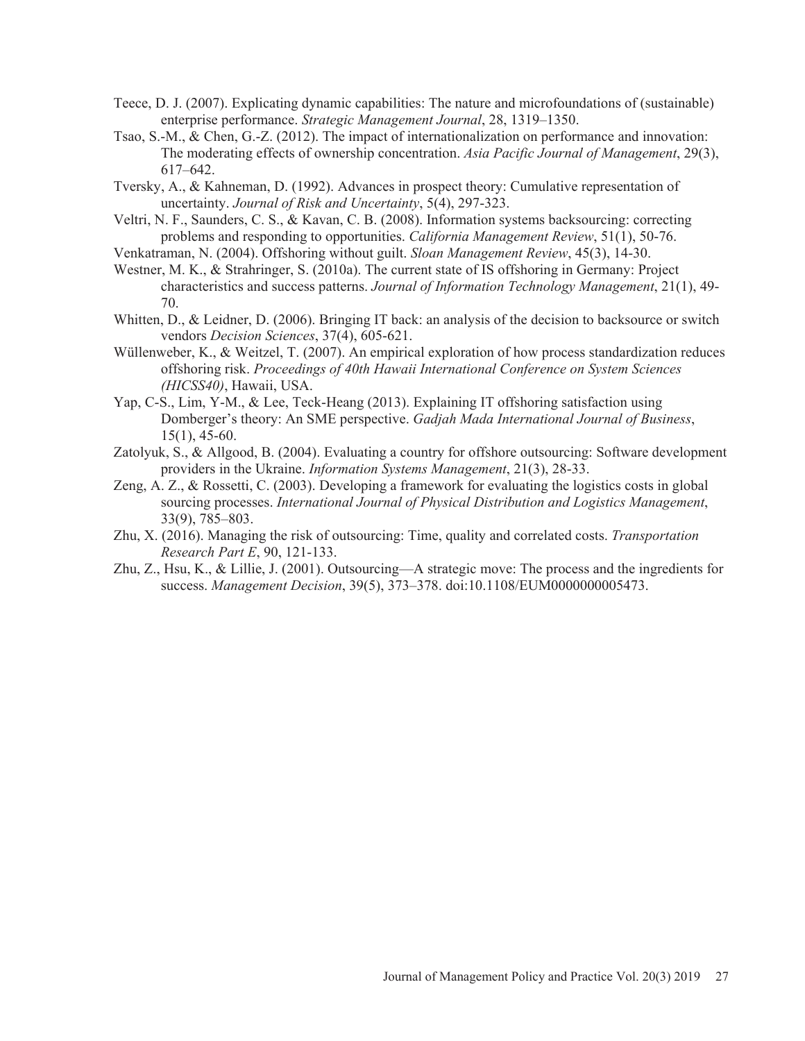Teece, D. J. (2007). Explicating dynamic capabilities: The nature and microfoundations of (sustainable) enterprise performance. *Strategic Management Journal*, 28, 1319–1350.

Tsao, S.-M., & Chen, G.-Z. (2012). The impact of internationalization on performance and innovation: The moderating effects of ownership concentration. *Asia Pacific Journal of Management*, 29(3), 617–642.

Tversky, A., & Kahneman, D. (1992). Advances in prospect theory: Cumulative representation of uncertainty. *Journal of Risk and Uncertainty*, 5(4), 297-323.

Veltri, N. F., Saunders, C. S., & Kavan, C. B. (2008). Information systems backsourcing: correcting problems and responding to opportunities. *California Management Review*, 51(1), 50-76.

Venkatraman, N. (2004). Offshoring without guilt. *Sloan Management Review*, 45(3), 14-30.

Westner, M. K., & Strahringer, S. (2010a). The current state of IS offshoring in Germany: Project characteristics and success patterns. *Journal of Information Technology Management*, 21(1), 49-70.

Whitten, D., & Leidner, D. (2006). Bringing IT back: an analysis of the decision to backsource or switch vendors *Decision Sciences*, 37(4), 605-621.

Wüllenweber, K., & Weitzel, T. (2007). An empirical exploration of how process standardization reduces offshoring risk. *Proceedings of 40th Hawaii International Conference on System Sciences (HICSS40)*, Hawaii, USA.

Yap, C-S., Lim, Y-M., & Lee, Teck-Heang (2013). Explaining IT offshoring satisfaction using Domberger's theory: An SME perspective. *Gadjah Mada International Journal of Business*, 15(1), 45-60.

Zatolyuk, S., & Allgood, B. (2004). Evaluating a country for offshore outsourcing: Software development providers in the Ukraine. *Information Systems Management*, 21(3), 28-33.

Zeng, A. Z., & Rossetti, C. (2003). Developing a framework for evaluating the logistics costs in global sourcing processes. *International Journal of Physical Distribution and Logistics Management*, 33(9), 785–803.

Zhu, X. (2016). Managing the risk of outsourcing: Time, quality and correlated costs. *Transportation Research Part E*, 90, 121-133.

Zhu, Z., Hsu, K., & Lillie, J. (2001). Outsourcing—A strategic move: The process and the ingredients for success. *Management Decision*, 39(5), 373–378. doi:10.1108/EUM0000000005473.